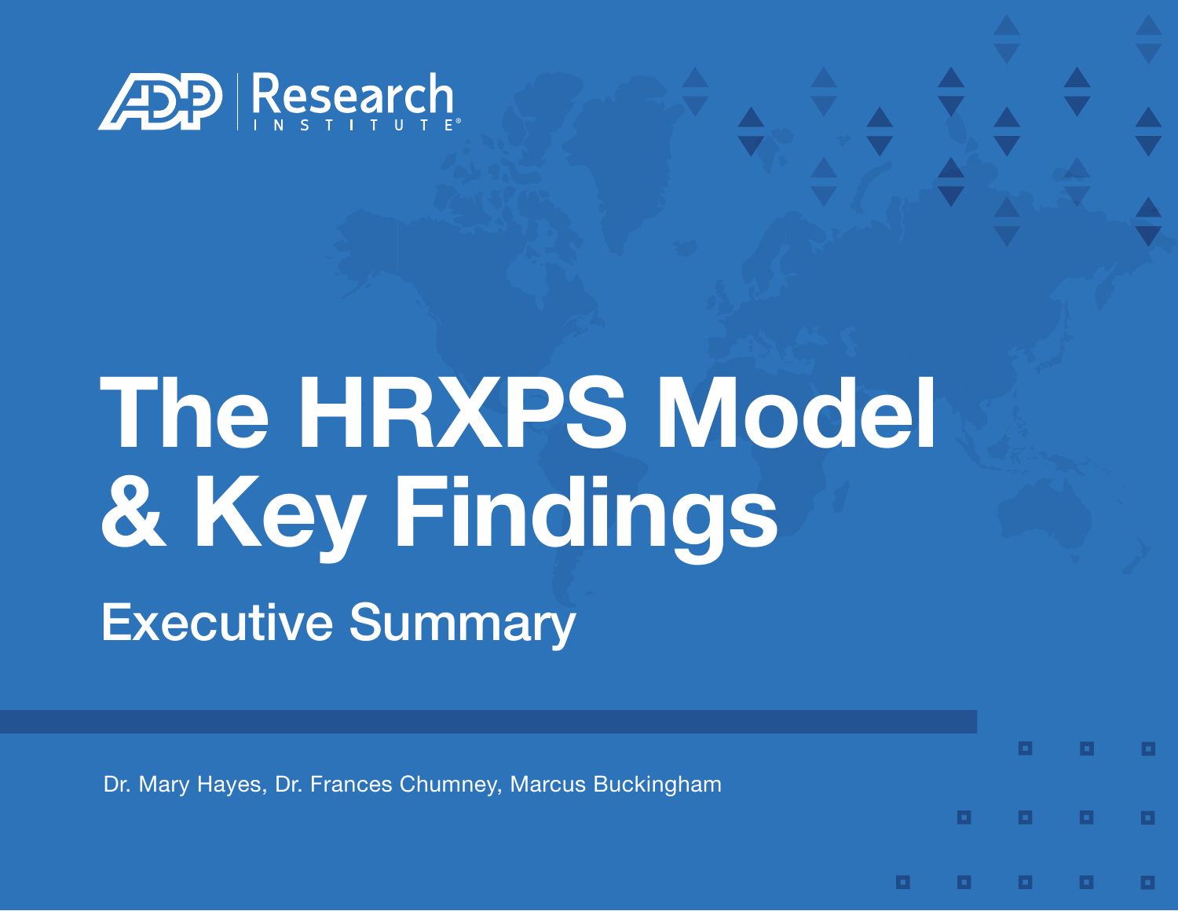ADP Research Institute®

# The HRXPS Model & Key Findings

## Executive Summary

Dr. Mary Hayes, Dr. Frances Chumney, Marcus Buckingham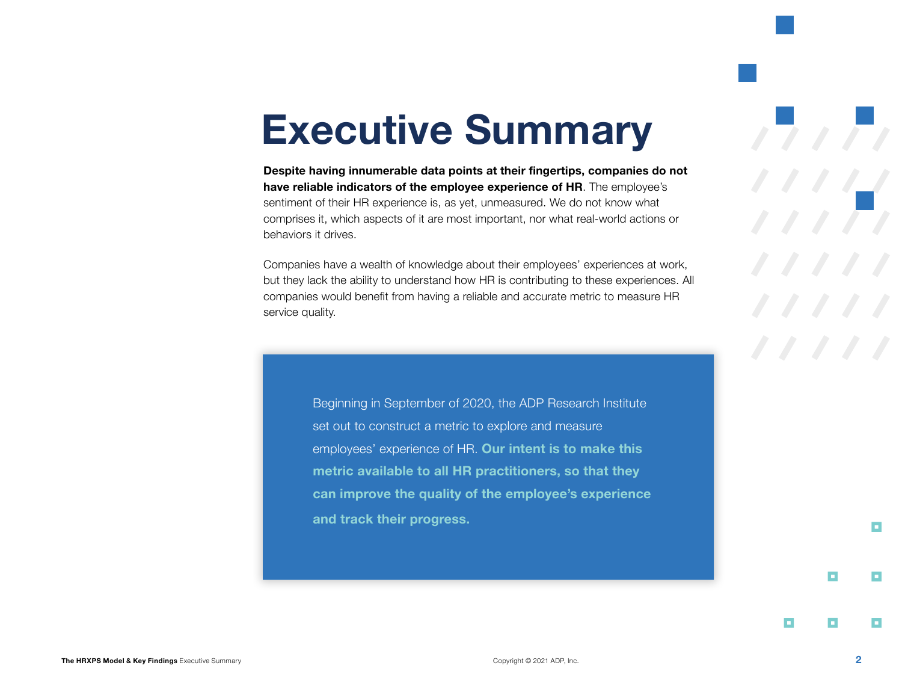# Executive Summary

**Despite having innumerable data points at their fingertips, companies do not have reliable indicators of the employee experience of HR**. The employee's sentiment of their HR experience is, as yet, unmeasured. We do not know what comprises it, which aspects of it are most important, nor what real-world actions or behaviors it drives.

Companies have a wealth of knowledge about their employees' experiences at work, but they lack the ability to understand how HR is contributing to these experiences. All companies would benefit from having a reliable and accurate metric to measure HR service quality.

Beginning in September of 2020, the ADP Research Institute set out to construct a metric to explore and measure employees' experience of HR. **Our intent is to make this metric available to all HR practitioners, so that they can improve the quality of the employee's experience and track their progress.**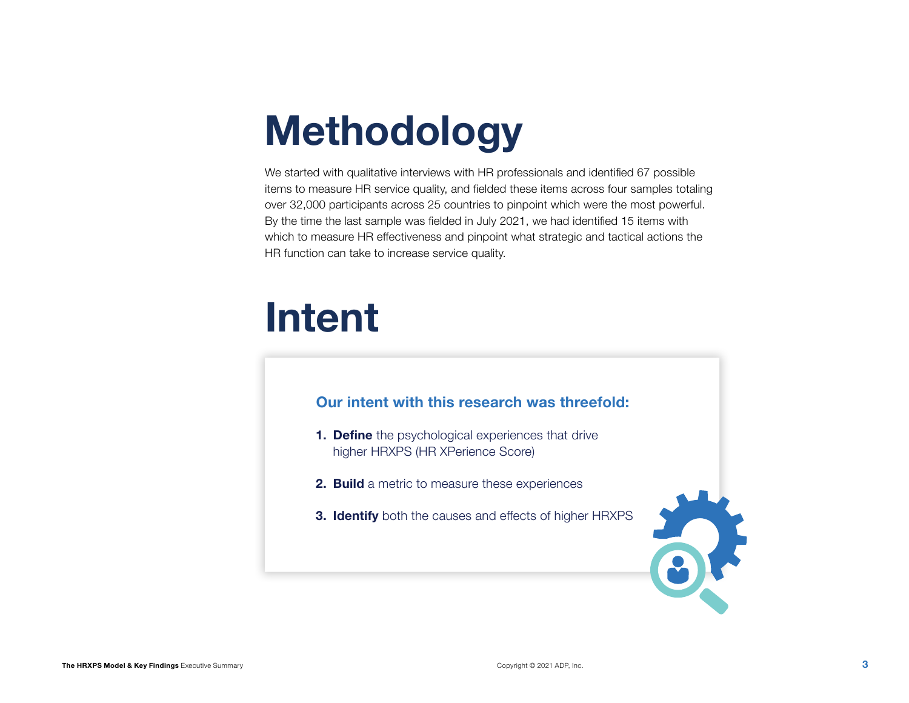# Methodology

We started with qualitative interviews with HR professionals and identified 67 possible items to measure HR service quality, and fielded these items across four samples totaling over 32,000 participants across 25 countries to pinpoint which were the most powerful. By the time the last sample was fielded in July 2021, we had identified 15 items with which to measure HR effectiveness and pinpoint what strategic and tactical actions the HR function can take to increase service quality.

# Intent

**Our intent with this research was threefold:**

1. **Define** the psychological experiences that drive higher HRXPS (HR XPerience Score)
2. **Build** a metric to measure these experiences
3. **Identify** both the causes and effects of higher HRXPS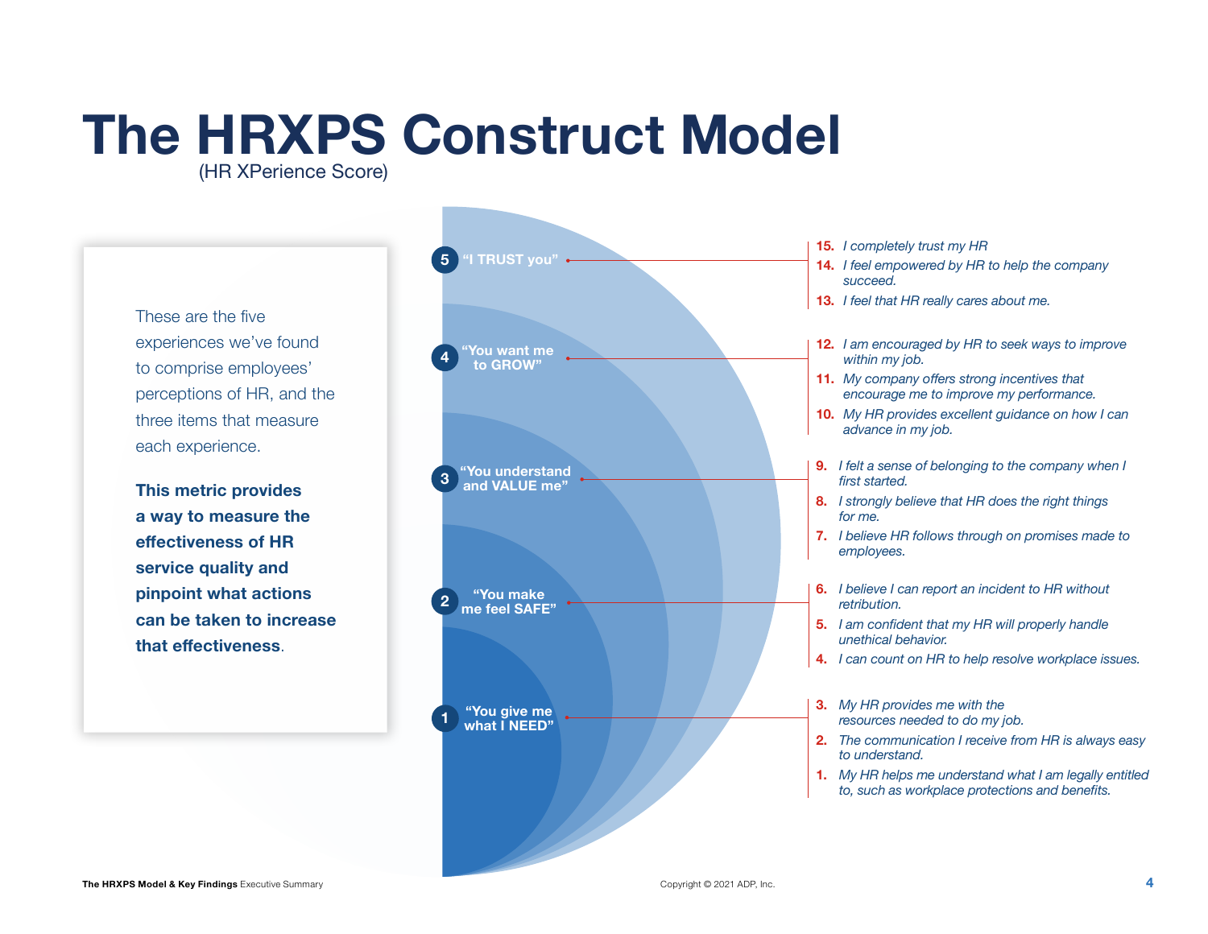# The HRXPS Construct Model

(HR XPerience Score)

These are the five experiences we've found to comprise employees' perceptions of HR, and the three items that measure each experience.

**This metric provides a way to measure the effectiveness of HR service quality and pinpoint what actions can be taken to increase that effectiveness.**

**5 "I TRUST you"**

- **15.** *I completely trust my HR*
- **14.** *I feel empowered by HR to help the company succeed.*
- **13.** *I feel that HR really cares about me.*

**4 "You want me to GROW"**

- **12.** *I am encouraged by HR to seek ways to improve within my job.*
- **11.** *My company offers strong incentives that encourage me to improve my performance.*
- **10.** *My HR provides excellent guidance on how I can advance in my job.*

**3 "You understand and VALUE me"**

- **9.** *I felt a sense of belonging to the company when I first started.*
- **8.** *I strongly believe that HR does the right things for me.*
- **7.** *I believe HR follows through on promises made to employees.*

**2 "You make me feel SAFE"**

- **6.** *I believe I can report an incident to HR without retribution.*
- **5.** *I am confident that my HR will properly handle unethical behavior.*
- **4.** *I can count on HR to help resolve workplace issues.*

**1 "You give me what I NEED"**

- **3.** *My HR provides me with the resources needed to do my job.*
- **2.** *The communication I receive from HR is always easy to understand.*
- **1.** *My HR helps me understand what I am legally entitled to, such as workplace protections and benefits.*

Copyright © 2021 ADP, Inc.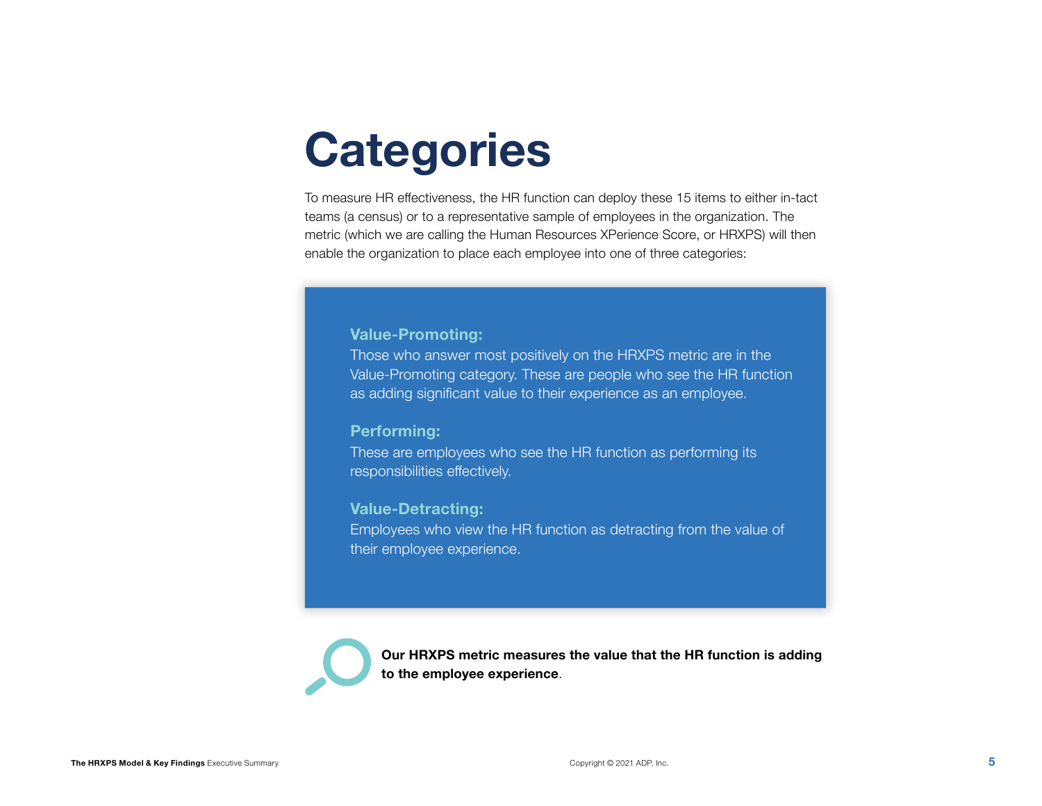# Categories

To measure HR effectiveness, the HR function can deploy these 15 items to either in-tact teams (a census) or to a representative sample of employees in the organization. The metric (which we are calling the Human Resources XPerience Score, or HRXPS) will then enable the organization to place each employee into one of three categories:

**Value-Promoting:**
Those who answer most positively on the HRXPS metric are in the Value-Promoting category. These are people who see the HR function as adding significant value to their experience as an employee.

**Performing:**
These are employees who see the HR function as performing its responsibilities effectively.

**Value-Detracting:**
Employees who view the HR function as detracting from the value of their employee experience.

**Our HRXPS metric measures the value that the HR function is adding to the employee experience**.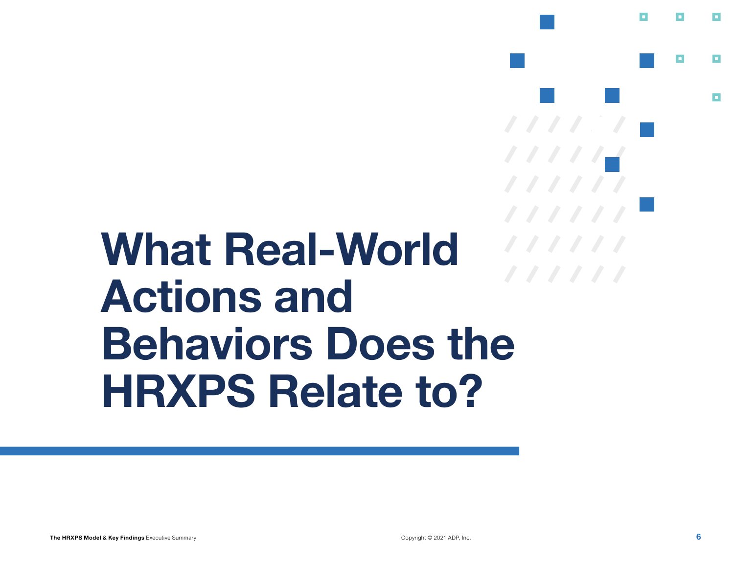# What Real-World Actions and Behaviors Does the HRXPS Relate to?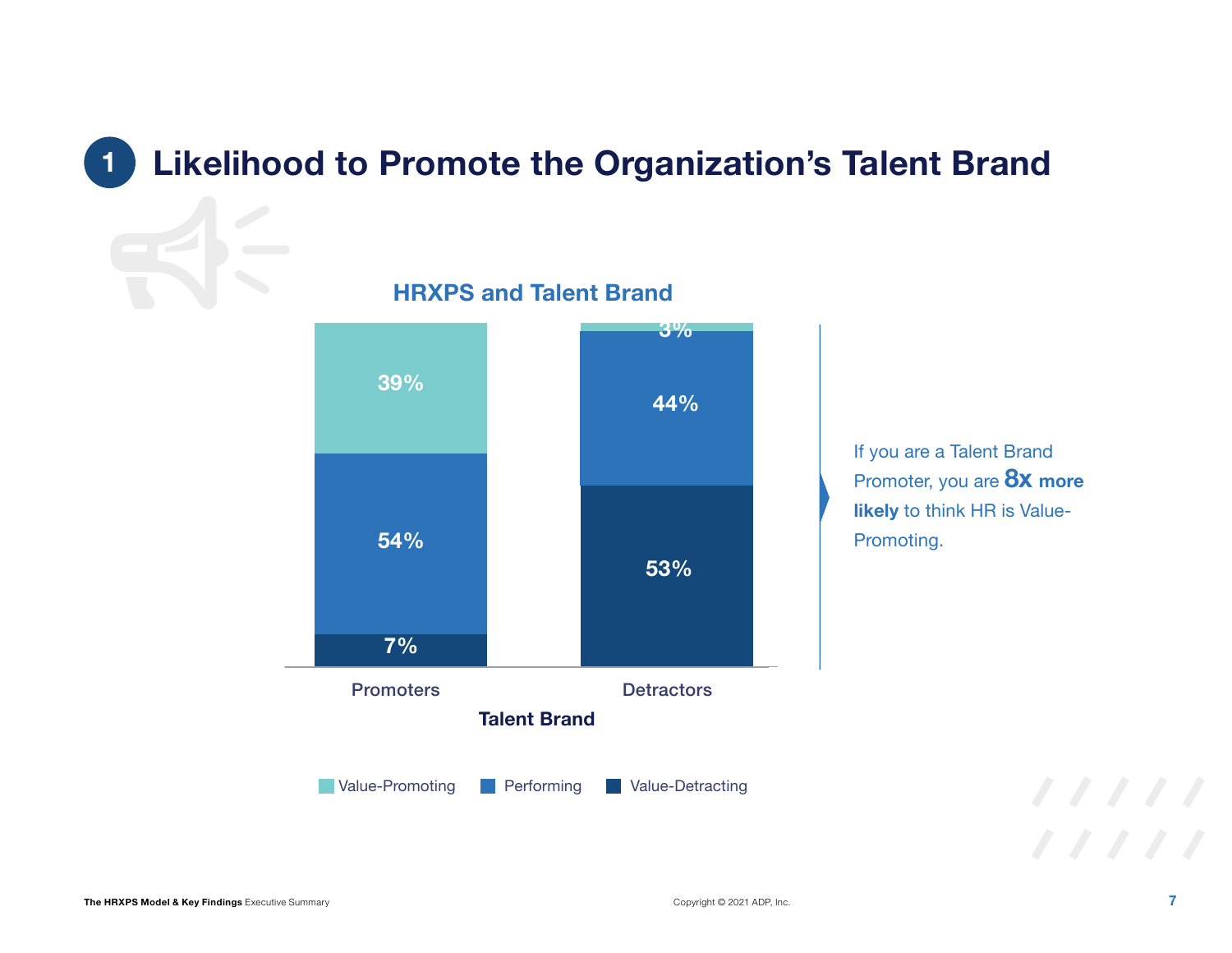# 1 Likelihood to Promote the Organization's Talent Brand

## HRXPS and Talent Brand

| Talent Brand | Value-Promoting | Performing | Value-Detracting |
|---|---|---|---|
| Promoters | 39% | 54% | 7% |
| Detractors | 3% | 44% | 53% |

If you are a Talent Brand Promoter, you are **8x more likely** to think HR is Value-Promoting.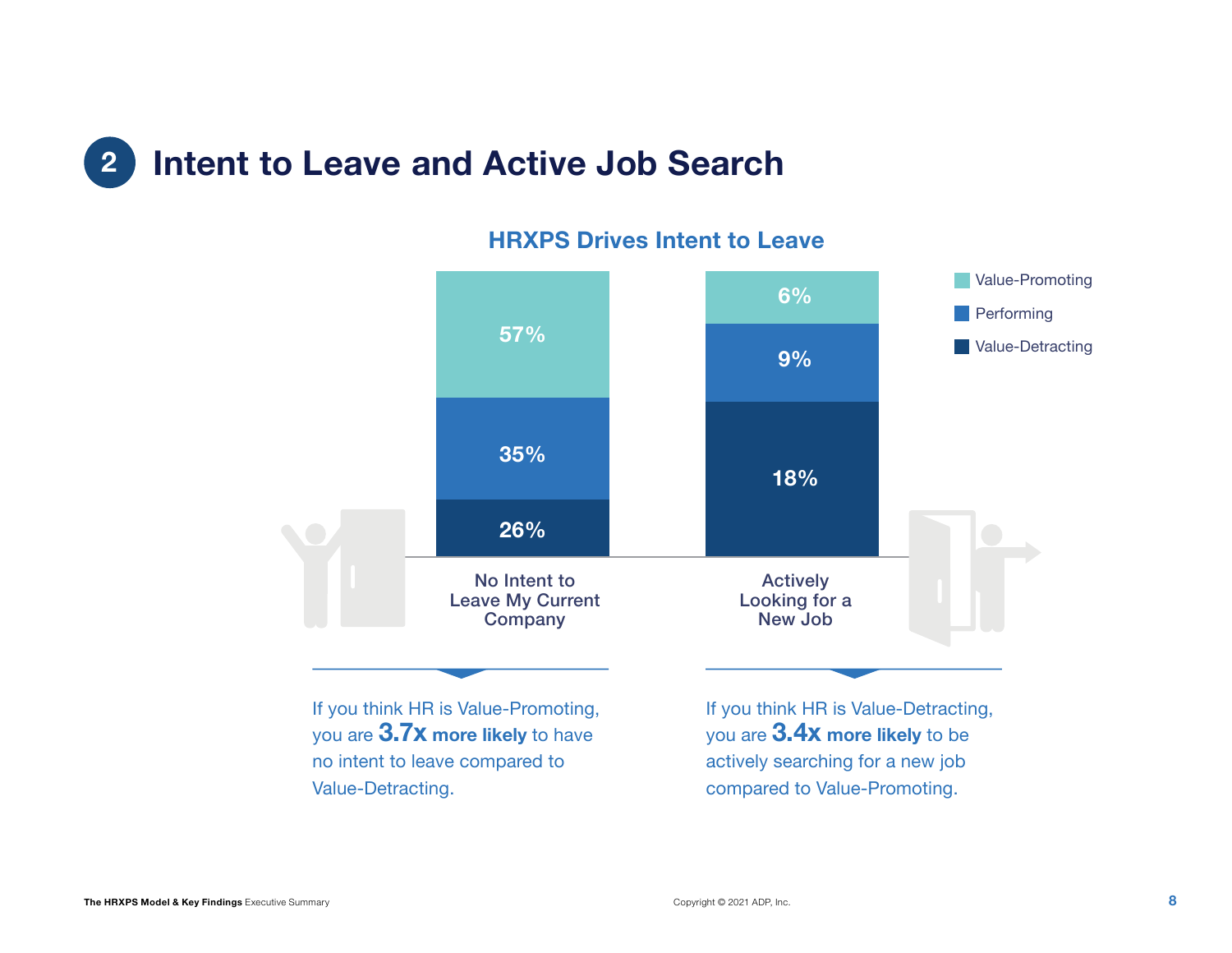## 2 Intent to Leave and Active Job Search

**HRXPS Drives Intent to Leave**

| | No Intent to Leave My Current Company | Actively Looking for a New Job |
|---|---|---|
| Value-Promoting | 57% | 6% |
| Performing | 35% | 9% |
| Value-Detracting | 26% | 18% |

If you think HR is Value-Promoting, you are **3.7x more likely** to have no intent to leave compared to Value-Detracting.

If you think HR is Value-Detracting, you are **3.4x more likely** to be actively searching for a new job compared to Value-Promoting.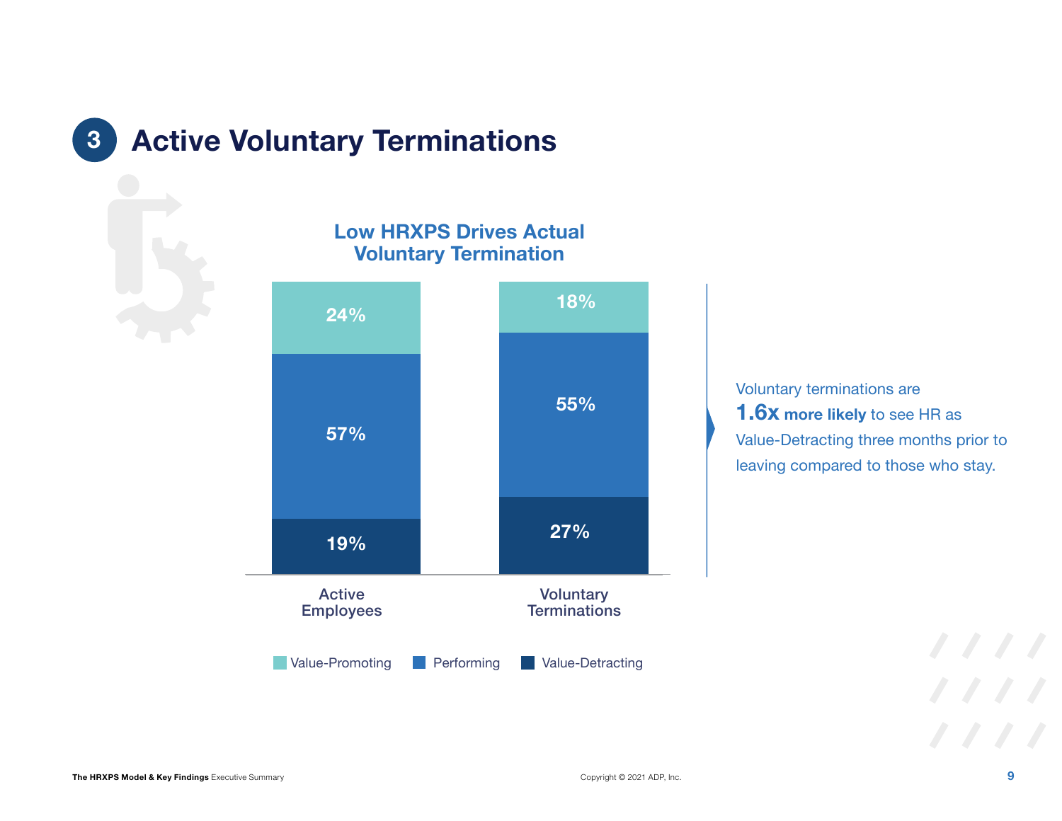# 3 Active Voluntary Terminations

## Low HRXPS Drives Actual Voluntary Termination

| | Active Employees | Voluntary Terminations |
|---|---|---|
| Value-Promoting | 24% | 18% |
| Performing | 57% | 55% |
| Value-Detracting | 19% | 27% |

Voluntary terminations are **1.6x more likely** to see HR as Value-Detracting three months prior to leaving compared to those who stay.

**The HRXPS Model & Key Findings** Executive Summary

Copyright © 2021 ADP, Inc.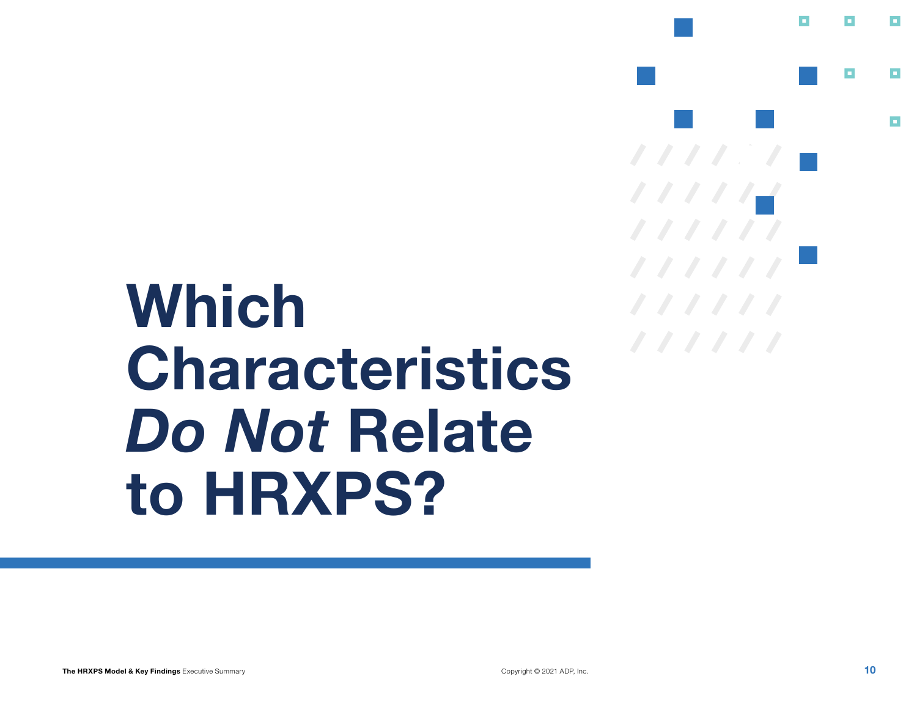# Which Characteristics *Do Not* Relate to HRXPS?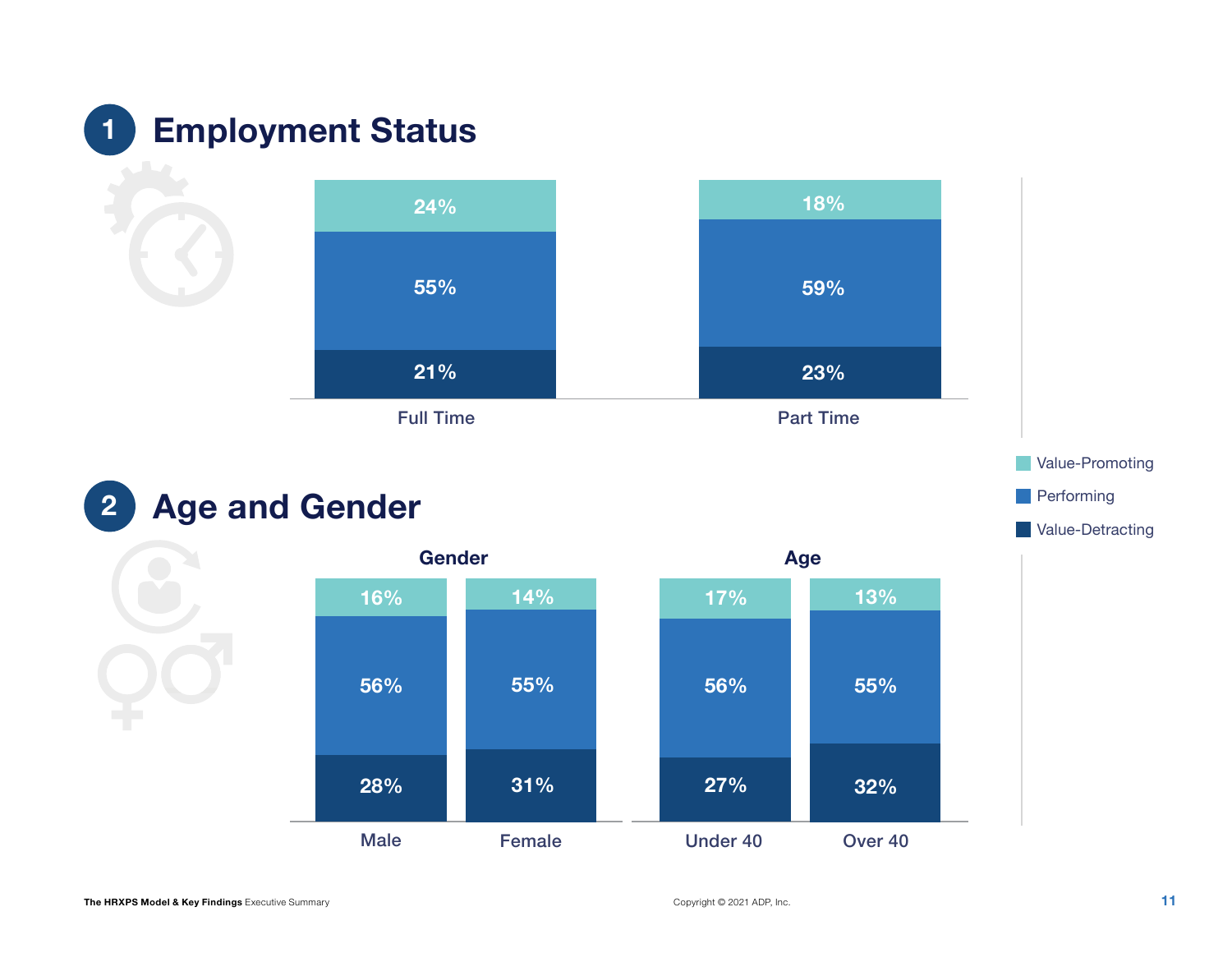## 1 Employment Status

| | Full Time | Part Time |
|---|---|---|
| Value-Promoting | 24% | 18% |
| Performing | 55% | 59% |
| Value-Detracting | 21% | 23% |

## 2 Age and Gender

| | Gender | | Age | |
|---|---|---|---|---|
| | Male | Female | Under 40 | Over 40 |
| Value-Promoting | 16% | 14% | 17% | 13% |
| Performing | 56% | 55% | 56% | 55% |
| Value-Detracting | 28% | 31% | 27% | 32% |

**The HRXPS Model & Key Findings** Executive Summary

Copyright © 2021 ADP, Inc.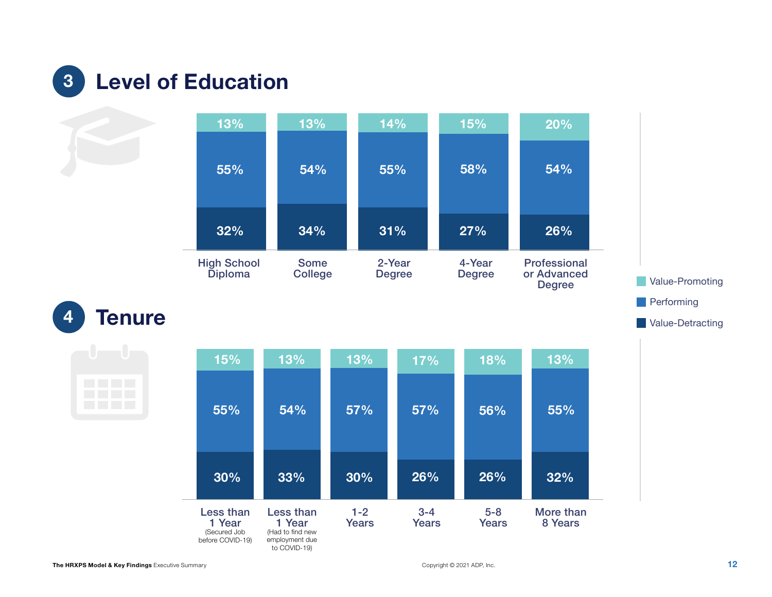## 3 Level of Education

| | High School Diploma | Some College | 2-Year Degree | 4-Year Degree | Professional or Advanced Degree |
|---|---|---|---|---|---|
| Value-Promoting | 13% | 13% | 14% | 15% | 20% |
| Performing | 55% | 54% | 55% | 58% | 54% |
| Value-Detracting | 32% | 34% | 31% | 27% | 26% |

## 4 Tenure

| | Less than 1 Year (Secured Job before COVID-19) | Less than 1 Year (Had to find new employment due to COVID-19) | 1-2 Years | 3-4 Years | 5-8 Years | More than 8 Years |
|---|---|---|---|---|---|---|
| Value-Promoting | 15% | 13% | 13% | 17% | 18% | 13% |
| Performing | 55% | 54% | 57% | 57% | 56% | 55% |
| Value-Detracting | 30% | 33% | 30% | 26% | 26% | 32% |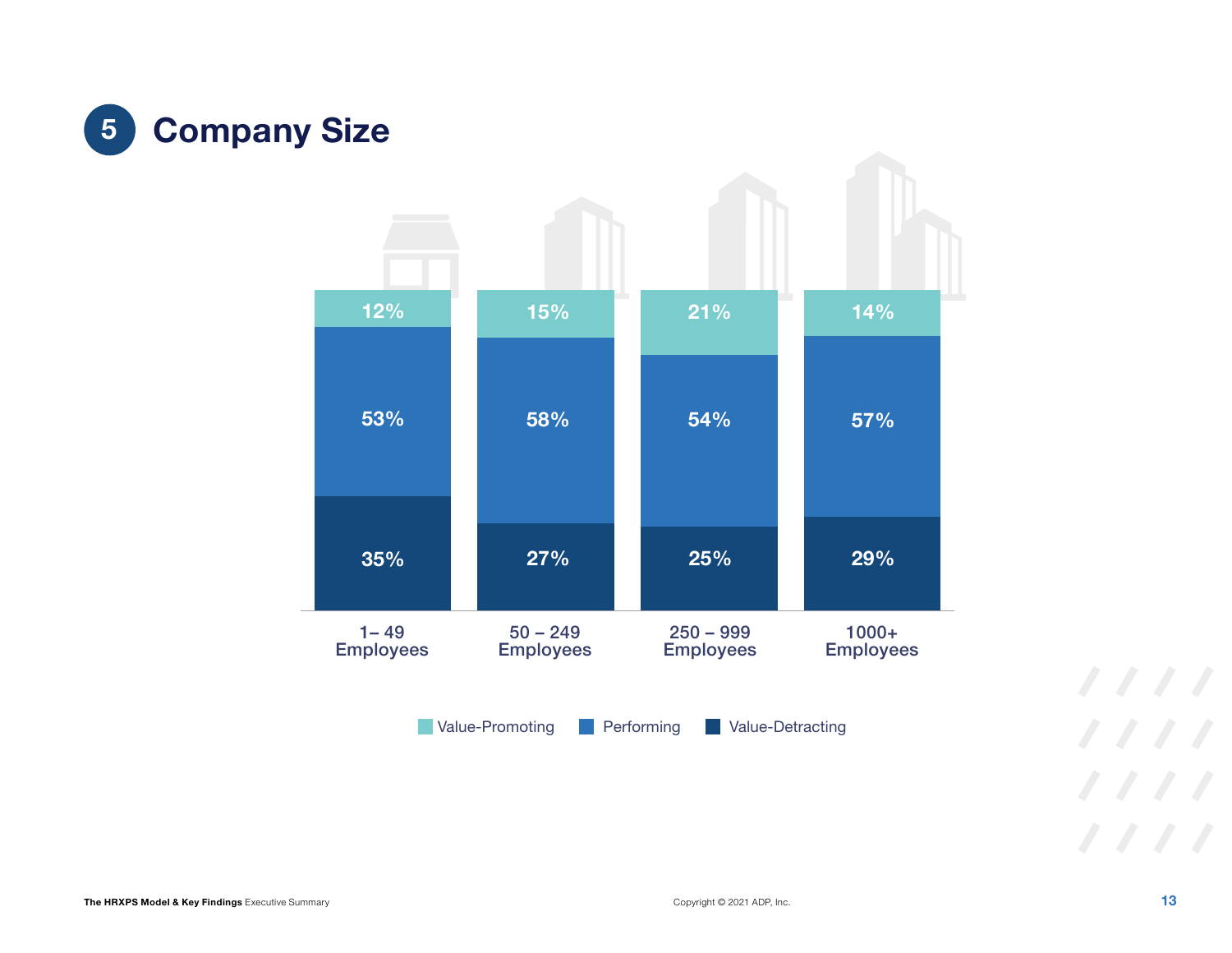## 5 Company Size

| | 1–49 Employees | 50 – 249 Employees | 250 – 999 Employees | 1000+ Employees |
|---|---|---|---|---|
| Value-Promoting | 12% | 15% | 21% | 14% |
| Performing | 53% | 58% | 54% | 57% |
| Value-Detracting | 35% | 27% | 25% | 29% |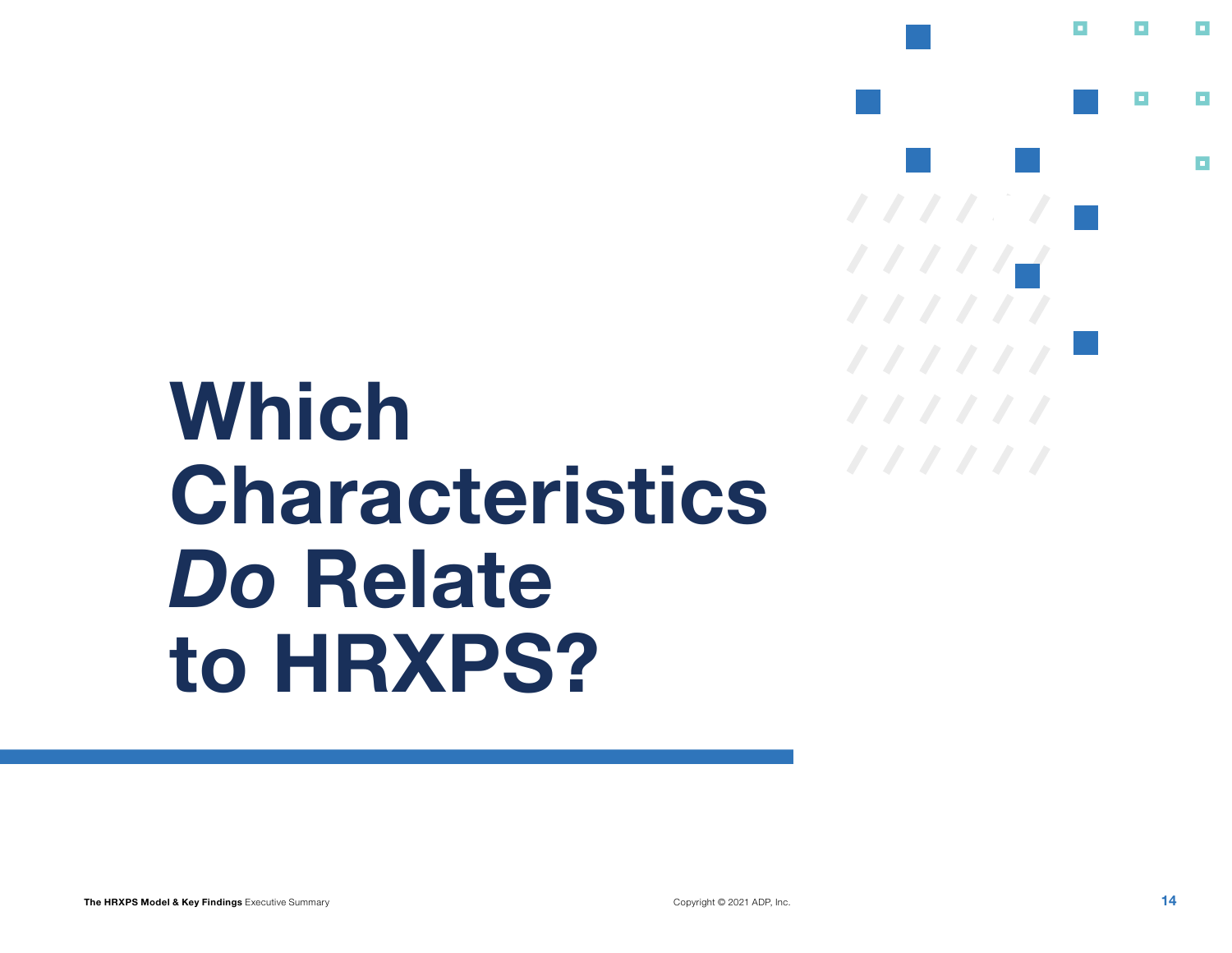# Which Characteristics *Do* Relate to HRXPS?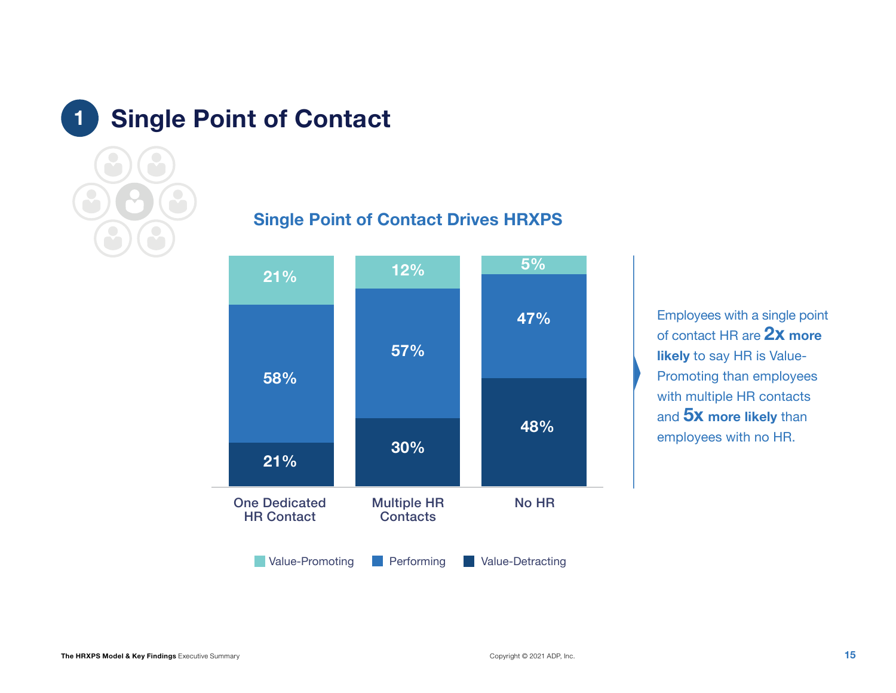# 1 Single Point of Contact

## Single Point of Contact Drives HRXPS

| | One Dedicated HR Contact | Multiple HR Contacts | No HR |
|---|---|---|---|
| Value-Promoting | 21% | 12% | 5% |
| Performing | 58% | 57% | 47% |
| Value-Detracting | 21% | 30% | 48% |

Employees with a single point of contact HR are **2x more likely** to say HR is Value-Promoting than employees with multiple HR contacts and **5x more likely** than employees with no HR.

**The HRXPS Model & Key Findings** Executive Summary

Copyright © 2021 ADP, Inc.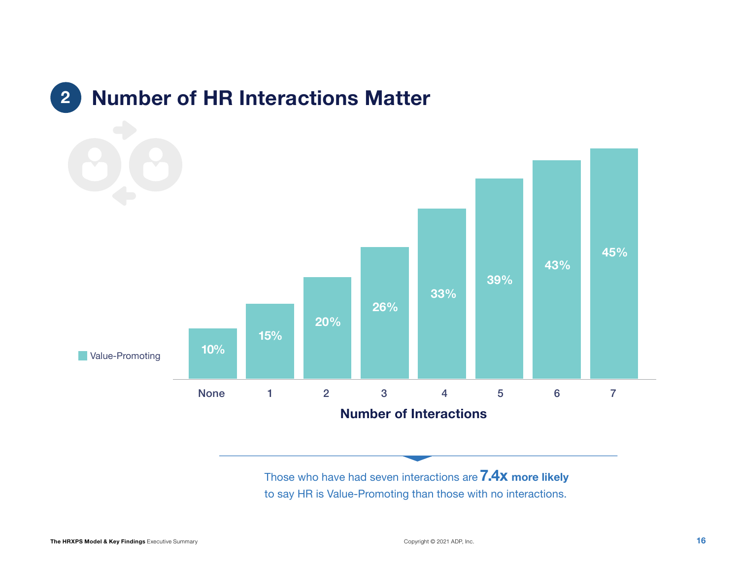## 2 Number of HR Interactions Matter

| Number of Interactions | Value-Promoting |
|---|---|
| None | 10% |
| 1 | 15% |
| 2 | 20% |
| 3 | 26% |
| 4 | 33% |
| 5 | 39% |
| 6 | 43% |
| 7 | 45% |

Those who have had seven interactions are **7.4x more likely** to say HR is Value-Promoting than those with no interactions.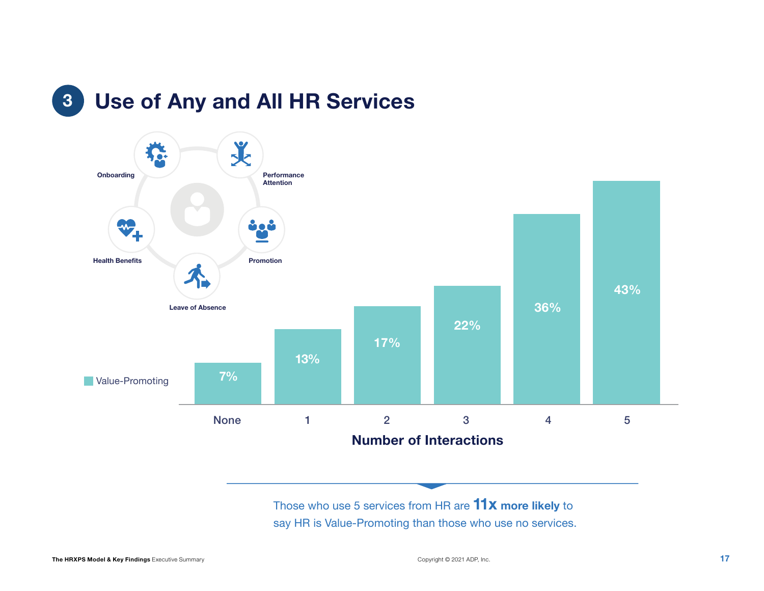# 3 Use of Any and All HR Services

Onboarding

Performance Attention

Health Benefits

Promotion

Leave of Absence

| Number of Interactions | None | 1 | 2 | 3 | 4 | 5 |
|---|---|---|---|---|---|---|
| Value-Promoting | 7% | 13% | 17% | 22% | 36% | 43% |

Those who use 5 services from HR are **11x more likely** to say HR is Value-Promoting than those who use no services.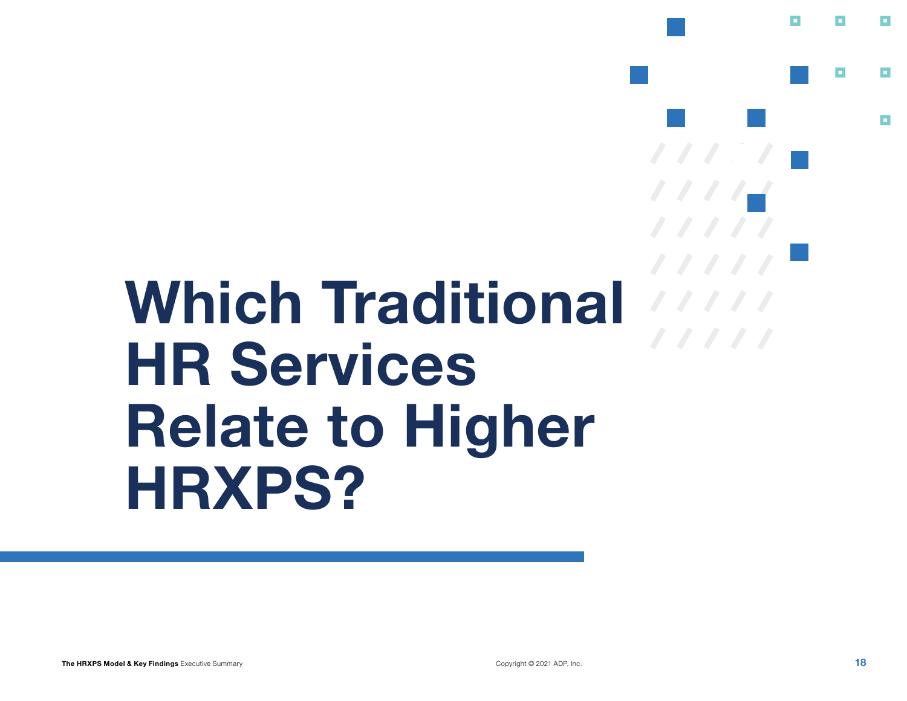# Which Traditional HR Services Relate to Higher HRXPS?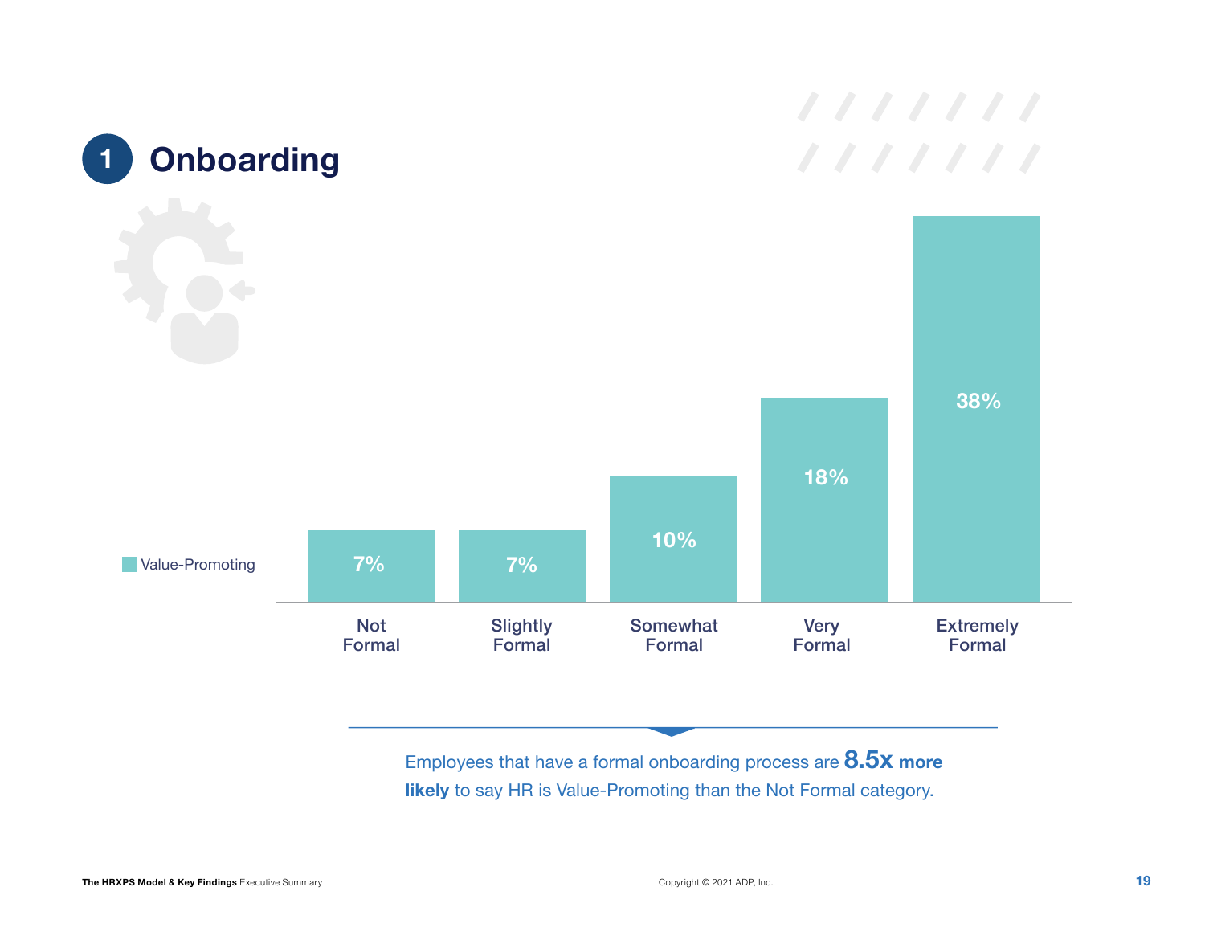# 1 Onboarding

| | Not Formal | Slightly Formal | Somewhat Formal | Very Formal | Extremely Formal |
|---|---|---|---|---|---|
| Value-Promoting | 7% | 7% | 10% | 18% | 38% |

Employees that have a formal onboarding process are **8.5x more likely** to say HR is Value-Promoting than the Not Formal category.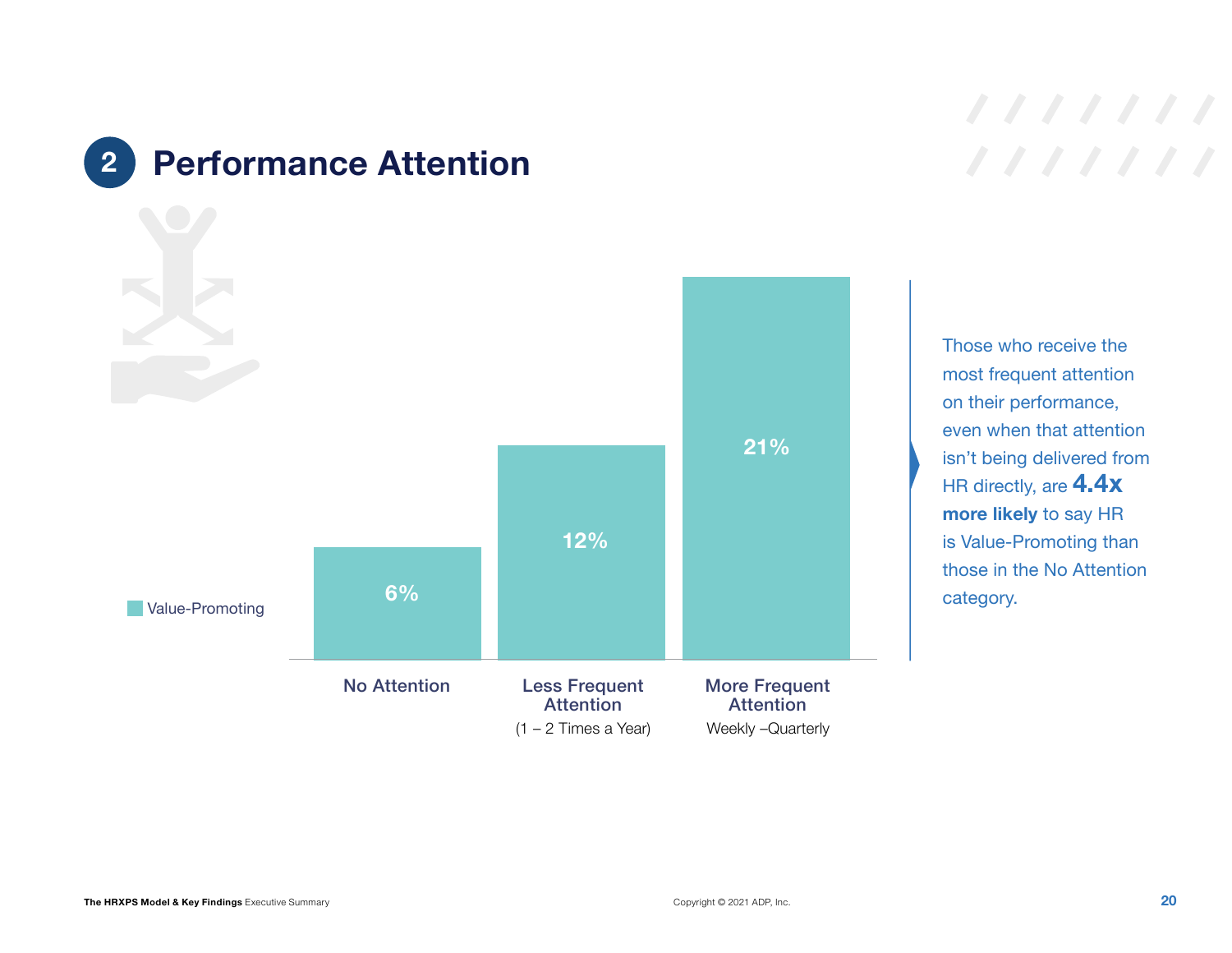## 2 Performance Attention

| | No Attention | Less Frequent Attention (1 – 2 Times a Year) | More Frequent Attention Weekly –Quarterly |
|---|---|---|---|
| Value-Promoting | 6% | 12% | 21% |

Those who receive the most frequent attention on their performance, even when that attention isn't being delivered from HR directly, are **4.4x more likely** to say HR is Value-Promoting than those in the No Attention category.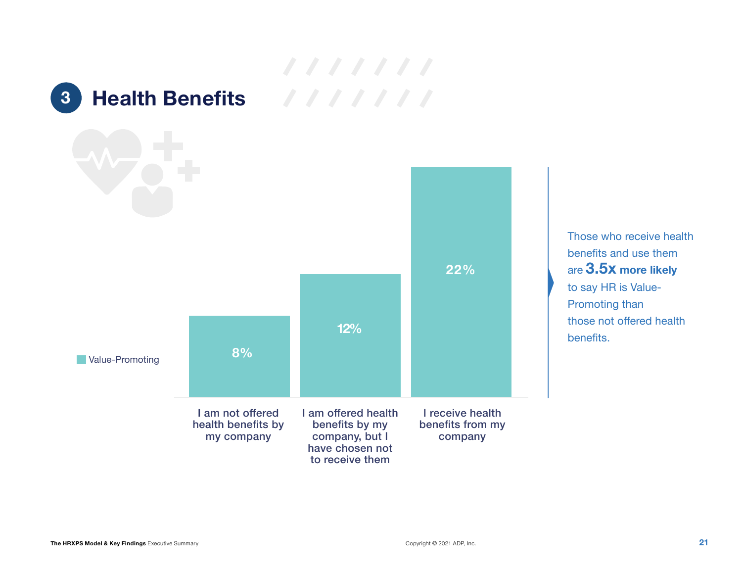## 3 Health Benefits

| | Value-Promoting |
|---|---|
| I am not offered health benefits by my company | 8% |
| I am offered health benefits by my company, but I have chosen not to receive them | 12% |
| I receive health benefits from my company | 22% |

Those who receive health benefits and use them are **3.5x more likely** to say HR is Value-Promoting than those not offered health benefits.

The HRXPS Model & Key Findings Executive Summary

Copyright © 2021 ADP, Inc.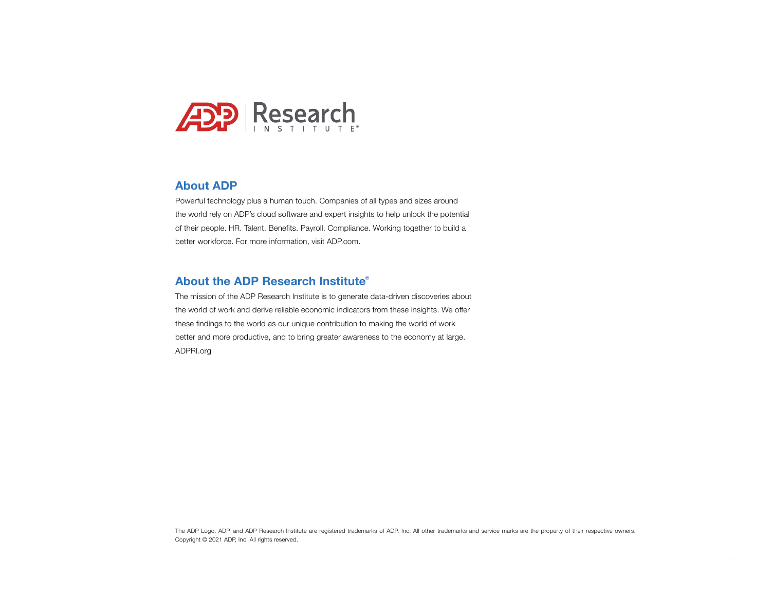ADP | Research INSTITUTE®

## About ADP

Powerful technology plus a human touch. Companies of all types and sizes around the world rely on ADP's cloud software and expert insights to help unlock the potential of their people. HR. Talent. Benefits. Payroll. Compliance. Working together to build a better workforce. For more information, visit ADP.com.

## About the ADP Research Institute®

The mission of the ADP Research Institute is to generate data-driven discoveries about the world of work and derive reliable economic indicators from these insights. We offer these findings to the world as our unique contribution to making the world of work better and more productive, and to bring greater awareness to the economy at large. ADPRI.org

The ADP Logo, ADP, and ADP Research Institute are registered trademarks of ADP, Inc. All other trademarks and service marks are the property of their respective owners.
Copyright © 2021 ADP, Inc. All rights reserved.